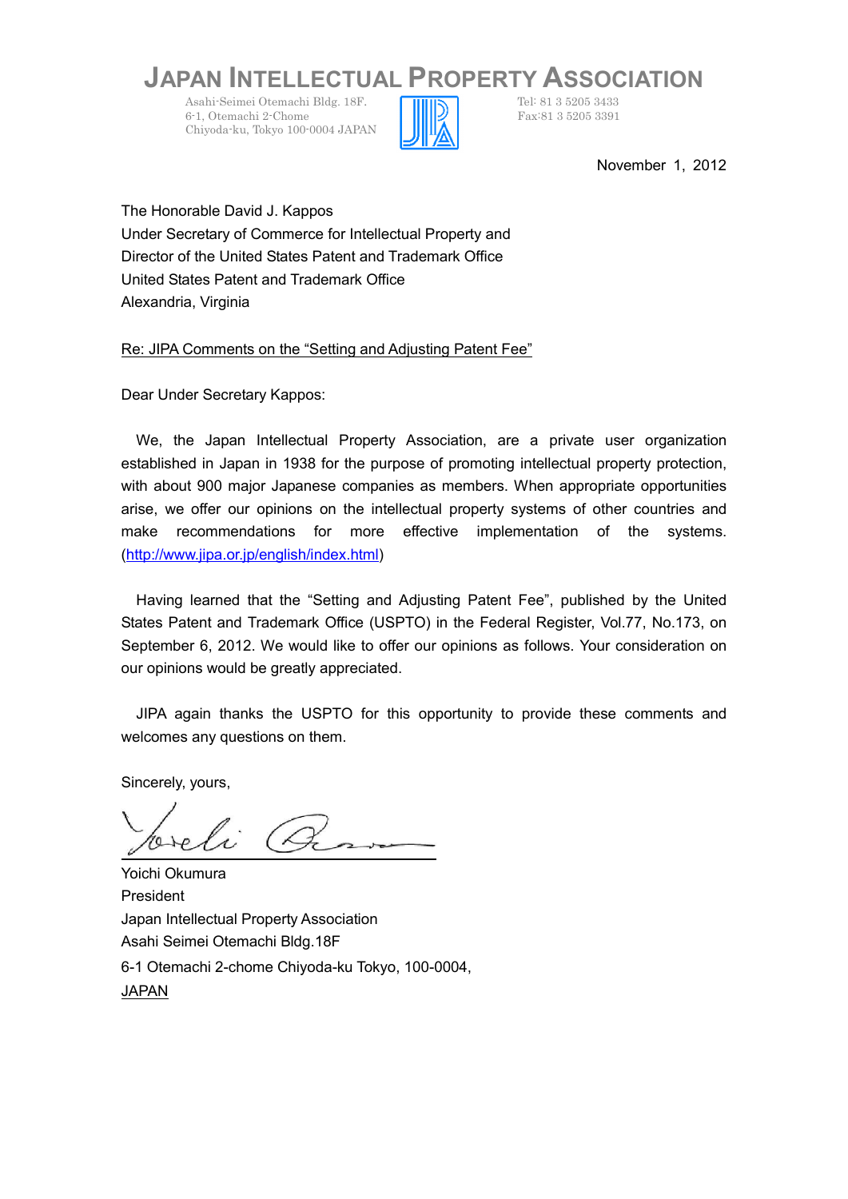# JAPAN INTELLECTUAL PROPERTY ASSOCIATION

Asahi-Seimei Otemachi Bldg. 18F.
6-1, Otemachi 2-Chome
Chiyoda-ku, Tokyo 100-0004 JAPAN

Tel: 81 3 5205 3433
Fax:81 3 5205 3391

November 1, 2012

The Honorable David J. Kappos
Under Secretary of Commerce for Intellectual Property and
Director of the United States Patent and Trademark Office
United States Patent and Trademark Office
Alexandria, Virginia

Re: JIPA Comments on the "Setting and Adjusting Patent Fee"

Dear Under Secretary Kappos:

We, the Japan Intellectual Property Association, are a private user organization established in Japan in 1938 for the purpose of promoting intellectual property protection, with about 900 major Japanese companies as members. When appropriate opportunities arise, we offer our opinions on the intellectual property systems of other countries and make recommendations for more effective implementation of the systems. (http://www.jipa.or.jp/english/index.html)

Having learned that the "Setting and Adjusting Patent Fee", published by the United States Patent and Trademark Office (USPTO) in the Federal Register, Vol.77, No.173, on September 6, 2012. We would like to offer our opinions as follows. Your consideration on our opinions would be greatly appreciated.

JIPA again thanks the USPTO for this opportunity to provide these comments and welcomes any questions on them.

Sincerely, yours,

Yoichi Okumura
President
Japan Intellectual Property Association
Asahi Seimei Otemachi Bldg.18F
6-1 Otemachi 2-chome Chiyoda-ku Tokyo, 100-0004,
JAPAN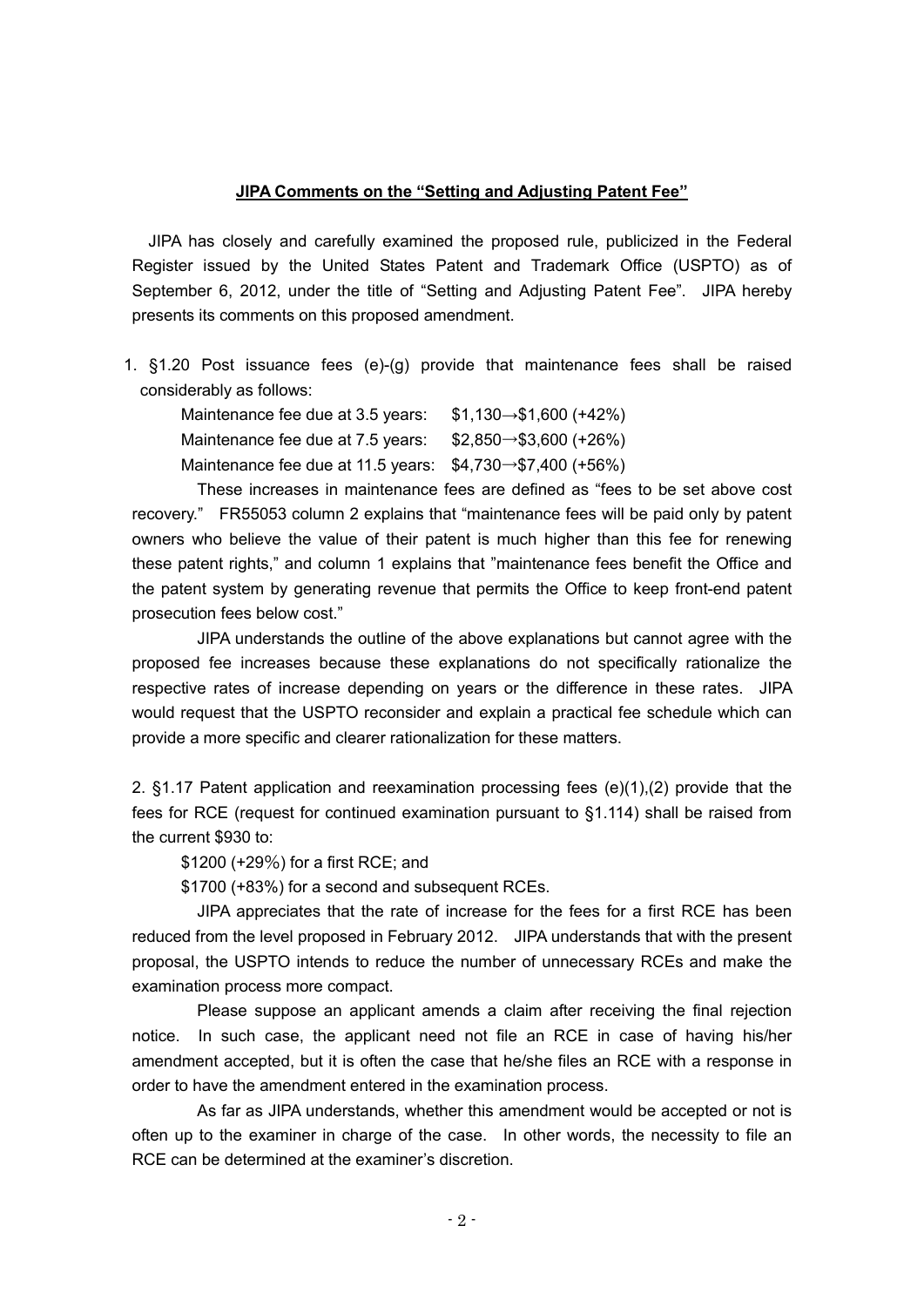## **JIPA Comments on the "Setting and Adjusting Patent Fee"**

JIPA has closely and carefully examined the proposed rule, publicized in the Federal Register issued by the United States Patent and Trademark Office (USPTO) as of September 6, 2012, under the title of "Setting and Adjusting Patent Fee". JIPA hereby presents its comments on this proposed amendment.

1. §1.20 Post issuance fees (e)-(g) provide that maintenance fees shall be raised considerably as follows:

   Maintenance fee due at 3.5 years: $1,130→$1,600 (+42%)
   Maintenance fee due at 7.5 years: $2,850→$3,600 (+26%)
   Maintenance fee due at 11.5 years: $4,730→$7,400 (+56%)

   These increases in maintenance fees are defined as "fees to be set above cost recovery." FR55053 column 2 explains that "maintenance fees will be paid only by patent owners who believe the value of their patent is much higher than this fee for renewing these patent rights," and column 1 explains that "maintenance fees benefit the Office and the patent system by generating revenue that permits the Office to keep front-end patent prosecution fees below cost."

   JIPA understands the outline of the above explanations but cannot agree with the proposed fee increases because these explanations do not specifically rationalize the respective rates of increase depending on years or the difference in these rates. JIPA would request that the USPTO reconsider and explain a practical fee schedule which can provide a more specific and clearer rationalization for these matters.

2. §1.17 Patent application and reexamination processing fees (e)(1),(2) provide that the fees for RCE (request for continued examination pursuant to §1.114) shall be raised from the current $930 to:

   $1200 (+29%) for a first RCE; and
   $1700 (+83%) for a second and subsequent RCEs.

   JIPA appreciates that the rate of increase for the fees for a first RCE has been reduced from the level proposed in February 2012. JIPA understands that with the present proposal, the USPTO intends to reduce the number of unnecessary RCEs and make the examination process more compact.

   Please suppose an applicant amends a claim after receiving the final rejection notice. In such case, the applicant need not file an RCE in case of having his/her amendment accepted, but it is often the case that he/she files an RCE with a response in order to have the amendment entered in the examination process.

   As far as JIPA understands, whether this amendment would be accepted or not is often up to the examiner in charge of the case. In other words, the necessity to file an RCE can be determined at the examiner's discretion.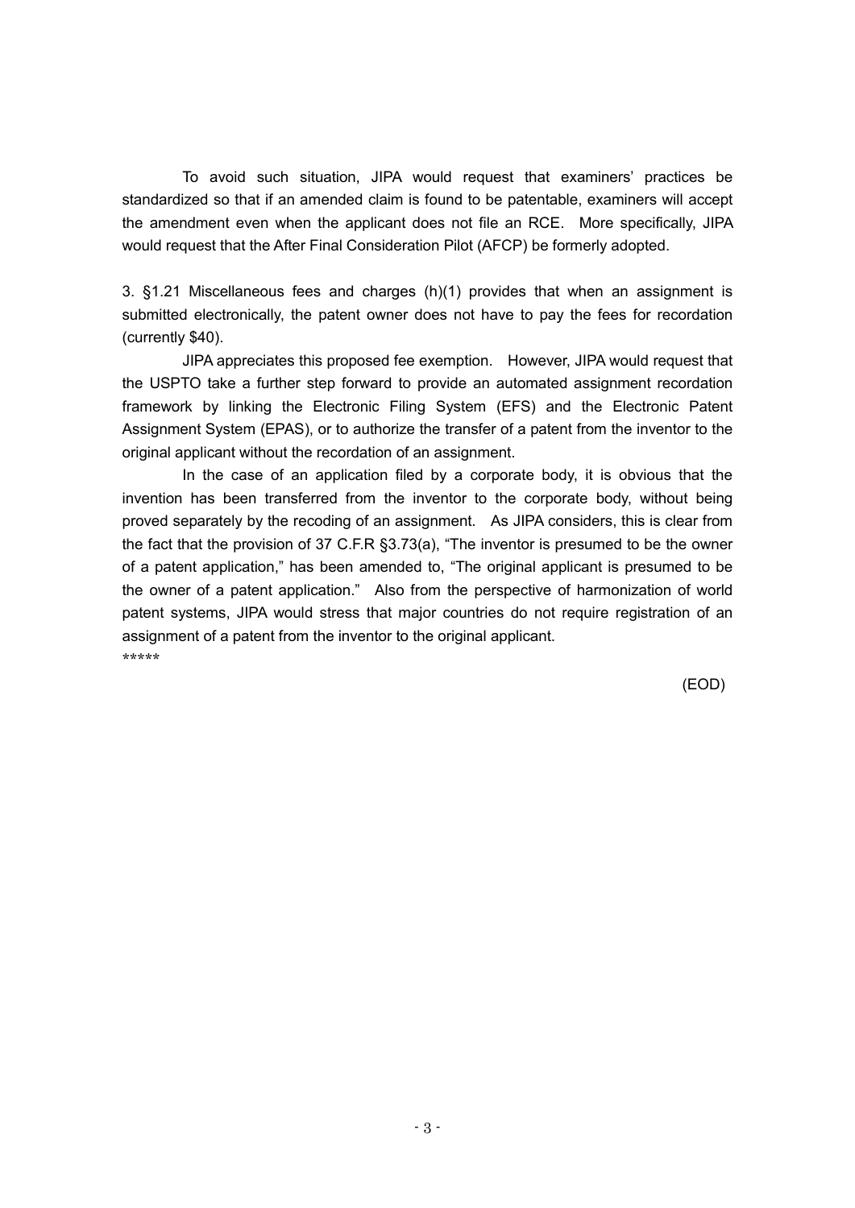To avoid such situation, JIPA would request that examiners' practices be standardized so that if an amended claim is found to be patentable, examiners will accept the amendment even when the applicant does not file an RCE. More specifically, JIPA would request that the After Final Consideration Pilot (AFCP) be formerly adopted.

3. §1.21 Miscellaneous fees and charges (h)(1) provides that when an assignment is submitted electronically, the patent owner does not have to pay the fees for recordation (currently $40).

JIPA appreciates this proposed fee exemption. However, JIPA would request that the USPTO take a further step forward to provide an automated assignment recordation framework by linking the Electronic Filing System (EFS) and the Electronic Patent Assignment System (EPAS), or to authorize the transfer of a patent from the inventor to the original applicant without the recordation of an assignment.

In the case of an application filed by a corporate body, it is obvious that the invention has been transferred from the inventor to the corporate body, without being proved separately by the recoding of an assignment. As JIPA considers, this is clear from the fact that the provision of 37 C.F.R §3.73(a), "The inventor is presumed to be the owner of a patent application," has been amended to, "The original applicant is presumed to be the owner of a patent application." Also from the perspective of harmonization of world patent systems, JIPA would stress that major countries do not require registration of an assignment of a patent from the inventor to the original applicant.

*****

(EOD)